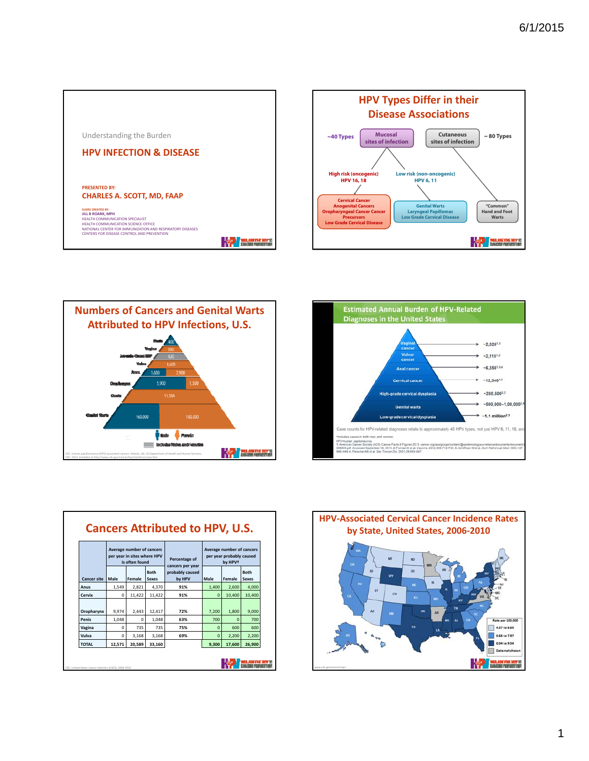## Slide 1

Understanding the Burden

# HPV INFECTION & DISEASE

PRESENTED BY:

**CHARLES A. SCOTT, MD, FAAP**

SLIDES CREATED BY:
JILL B ROARK, MPH
HEALTH COMMUNICATION SPECIALIST
HEALTH COMMUNICATION SCIENCE OFFICE
NATIONAL CENTER FOR IMMUNIZATION AND RESPIRATORY DISEASES
CENTERS FOR DISEASE CONTROL AND PREVENTION

## Slide 2

## HPV Types Differ in their Disease Associations

~40 Types — **Mucosal sites of infection**

**Cutaneous sites of infection** — ~ 80 Types

High risk (oncogenic) HPV 16, 18

- Cervical Cancer
- Anogenital Cancers
- Oropharyngeal Cancer Cancer Precursors
- Low Grade Cervical Disease

Low risk (non-oncogenic) HPV 6, 11

- Genital Warts
- Laryngeal Papillomas
- Low Grade Cervical Disease

"Common" Hand and Foot Warts

## Slide 3

## Numbers of Cancers and Genital Warts Attributed to HPV Infections, U.S.

| Site | Male | Female |
|---|---|---|
| Penis | 400 | |
| Vagina | | 300 |
| Juvenile Onset RRP* | 820 | |
| Vulva | | 1,600 |
| Anus | 1,600 | 2,900 |
| Oropharynx | 5,900 | 1,500 |
| Cervix | | 11,500 |
| Genital Warts | 160,000 | 180,000 |

*Includes Males and Females

CDC. Human papillomavirus (HPV)-associated cancers. Atlanta, GA: US Department of Health and Human Services, CDC; 2013. Available at http://www.cdc.gov/cancer/hpv/statistics/cases.htm

## Slide 4

## Estimated Annual Burden of HPV-Related Diagnoses in the United States

| Diagnosis | Estimated annual number |
|---|---|
| Vaginal cancer | ~2,020[1,3] |
| Vulvar cancer | ~2,115[1,2] |
| Anal cancer | ~6,350[1,2a] |
| Cervical cancer | ~12,340[1,3] |
| High-grade cervical dysplasia | ~260,500[2,3] |
| Genital warts | ~500,000–1,00,000[2,4] |
| Low-grade cervical dysplasia | ~1.1 million[2,3] |

Case counts for HPV-related diagnoses relate to approximately 40 HPV types, not just HPV 6, 11, 16, and

*Includes cases in both men and women.
HPV=human papillomavirus.
1. American Cancer Society (ACS) Cancer Facts & Figures 2013. cancer.org/acs/groups/content/@epidemiologysurveilance/documents/document/... 036845.pdf. Accessed September 18, 2013. 2. Forman D et al. Vaccine. 2012;30S:F12–F23. 3. Schiffman M et al. Arch Pathol Lab Med. 2003;127:946–949. 4. Fleischer AB et al. Sex Transm Dis. 2001;28:643–647.

## Slide 5

## Cancers Attributed to HPV, U.S.

| Cancer site | Average number of cancers per year in sites where HPV is often found: Male | Female | Both Sexes | Percentage of cancers per year probably caused by HPV | Average number of cancers per year probably caused by HPV†: Male | Female | Both Sexes |
|---|---|---|---|---|---|---|---|
| Anus | 1,549 | 2,821 | 4,370 | 91% | 1,400 | 2,600 | 4,000 |
| Cervix | 0 | 11,422 | 11,422 | 91% | 0 | 10,400 | 10,400 |
| Oropharynx | 9,974 | 2,443 | 12,417 | 72% | 7,200 | 1,800 | 9,000 |
| Penis | 1,048 | 0 | 1,048 | 63% | 700 | 0 | 700 |
| Vagina | 0 | 735 | 735 | 75% | 0 | 600 | 600 |
| Vulva | 0 | 3,168 | 3,168 | 69% | 0 | 2,200 | 2,200 |
| TOTAL | 12,571 | 20,589 | 33,160 | | 9,300 | 17,600 | 26,900 |

CDC, United States Cancer Statistics (USCS), 2006-2010

## Slide 6

## HPV-Associated Cervical Cancer Incidence Rates by State, United States, 2006-2010

Rate per 100,000

- 4.37 to 6.65
- 6.66 to 7.87
- 8.04 to 9.54
- Data not shown

www.cdc.gov/cancer/npcr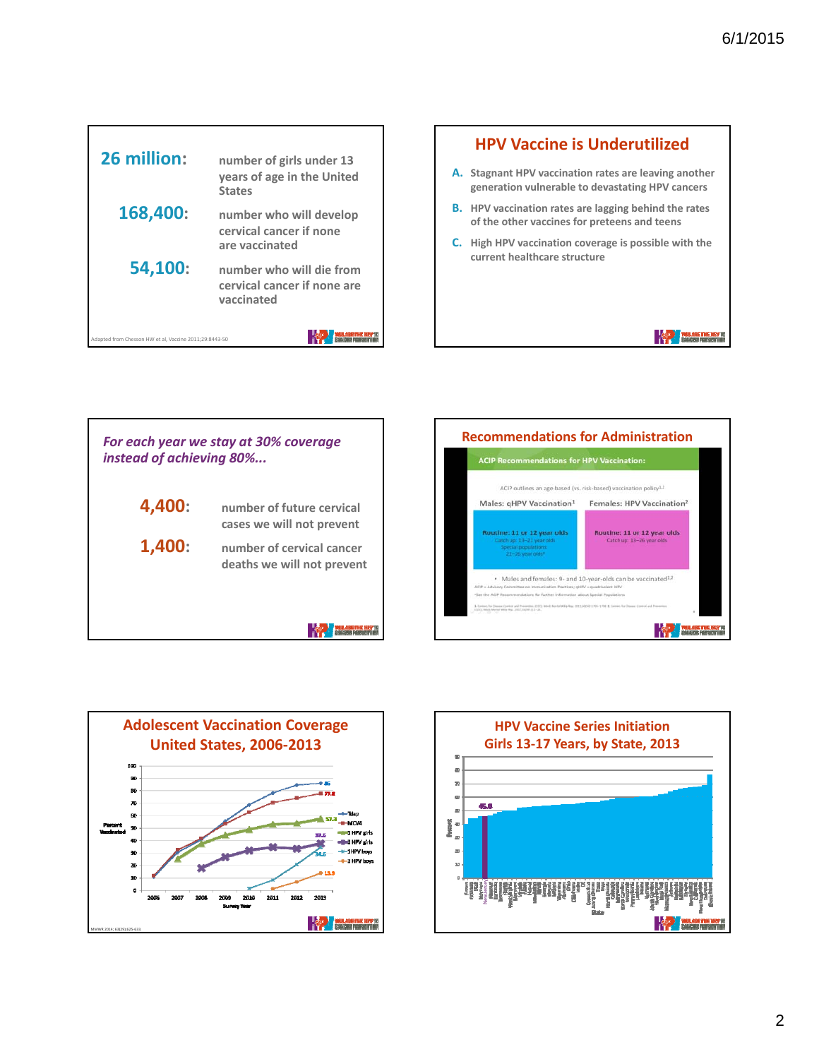**26 million:** number of girls under 13 years of age in the United States

**168,400:** number who will develop cervical cancer if none are vaccinated

**54,100:** number who will die from cervical cancer if none are vaccinated

Adapted from Chesson HW et al, Vaccine 2011;29:8443-50

## HPV Vaccine is Underutilized

A. Stagnant HPV vaccination rates are leaving another generation vulnerable to devastating HPV cancers
B. HPV vaccination rates are lagging behind the rates of the other vaccines for preteens and teens
C. High HPV vaccination coverage is possible with the current healthcare structure

*For each year we stay at 30% coverage instead of achieving 80%...*

**4,400:** number of future cervical cases we will not prevent

**1,400:** number of cervical cancer deaths we will not prevent

## Recommendations for Administration

**ACIP Recommendations for HPV Vaccination:**

ACIP outlines an age-based (vs. risk-based) vaccination policy[1,2]

| Males: qHPV Vaccination[1] | Females: HPV Vaccination[2] |
| --- | --- |
| Routine: 11 or 12 year olds; Catch up: 13–21 year olds; Special populations: 22–26 year olds* | Routine: 11 or 12 year olds; Catch up: 13–26 year olds |

- Males and females: 9- and 10-year-olds can be vaccinated[1,2]

ACIP = Advisory Committee on Immunization Practices; qHPV = quadrivalent HPV

*See the ACIP Recommendations for further information about Special Populations

## Adolescent Vaccination Coverage United States, 2006-2013

MMWR 2014; 63(29):625-633.

## HPV Vaccine Series Initiation Girls 13-17 Years, by State, 2013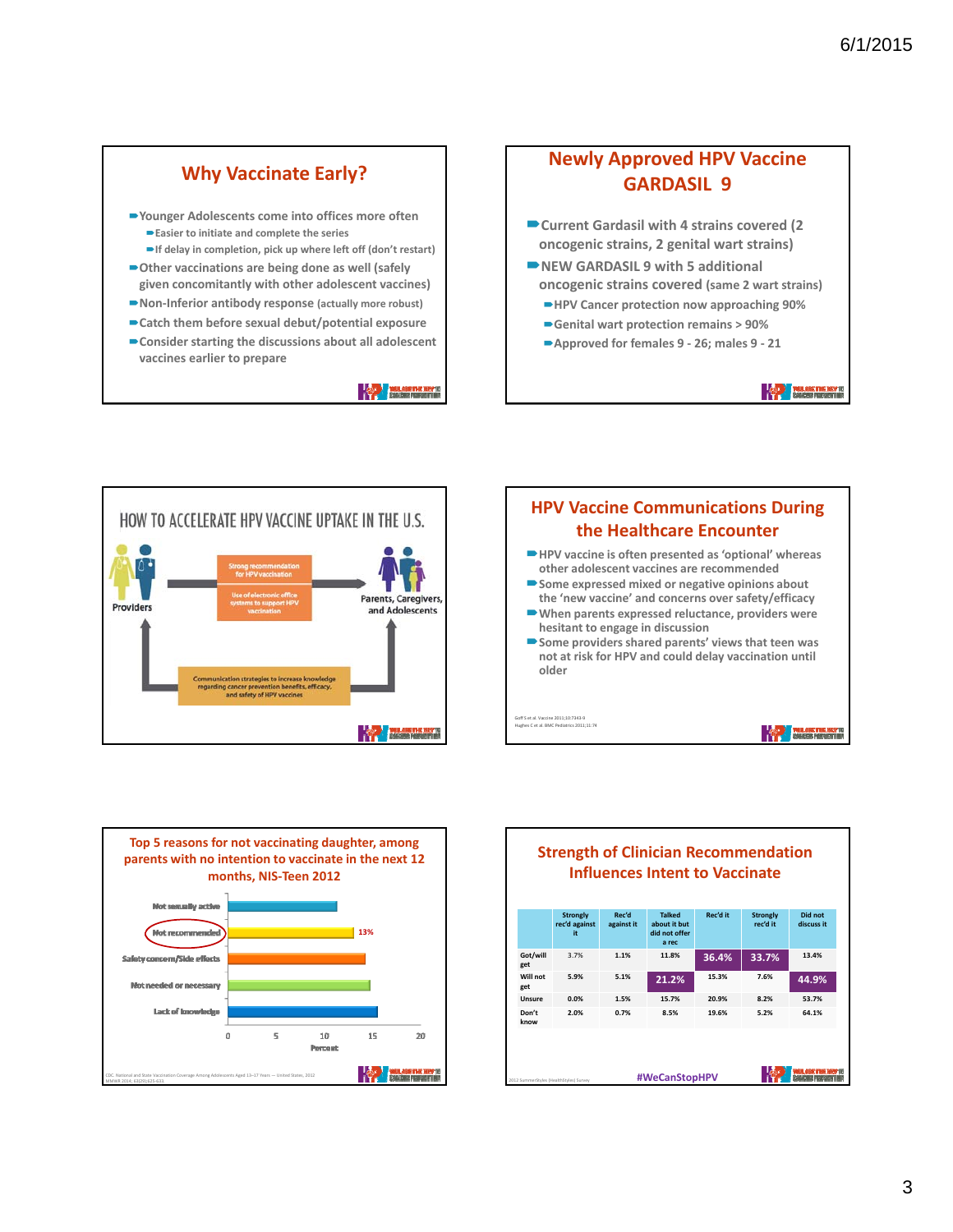## Why Vaccinate Early?

- Younger Adolescents come into offices more often
  - Easier to initiate and complete the series
  - If delay in completion, pick up where left off (don't restart)
- Other vaccinations are being done as well (safely given concomitantly with other adolescent vaccines)
- Non-Inferior antibody response (actually more robust)
- Catch them before sexual debut/potential exposure
- Consider starting the discussions about all adolescent vaccines earlier to prepare

## Newly Approved HPV Vaccine GARDASIL 9

- Current Gardasil with 4 strains covered (2 oncogenic strains, 2 genital wart strains)
- NEW GARDASIL 9 with 5 additional oncogenic strains covered (same 2 wart strains)
  - HPV Cancer protection now approaching 90%
  - Genital wart protection remains > 90%
  - Approved for females 9 - 26; males 9 - 21

## HOW TO ACCELERATE HPV VACCINE UPTAKE IN THE U.S.

Providers → Strong recommendation for HPV vaccination; Use of electronic office systems to support HPV vaccination → Parents, Caregivers, and Adolescents

Communication strategies to increase knowledge regarding cancer prevention benefits, efficacy, and safety of HPV vaccines

## HPV Vaccine Communications During the Healthcare Encounter

- HPV vaccine is often presented as 'optional' whereas other adolescent vaccines are recommended
- Some expressed mixed or negative opinions about the 'new vaccine' and concerns over safety/efficacy
- When parents expressed reluctance, providers were hesitant to engage in discussion
- Some providers shared parents' views that teen was not at risk for HPV and could delay vaccination until older

Goff S et al. Vaccine 2011;10:7343-9
Hughes C et al. BMC Pediatrics 2011;11:74

## Top 5 reasons for not vaccinating daughter, among parents with no intention to vaccinate in the next 12 months, NIS-Teen 2012

- Not sexually active
- Not recommended — 13%
- Safety concern/Side effects
- Not needed or necessary
- Lack of knowledge

Percent (0, 5, 10, 15, 20)

CDC. National and State Vaccination Coverage Among Adolescents Aged 13–17 Years — United States, 2012 MMWR 2014; 63(29):625-633

## Strength of Clinician Recommendation Influences Intent to Vaccinate

| | Strongly rec'd against it | Rec'd against it | Talked about it but did not offer a rec | Rec'd it | Strongly rec'd it | Did not discuss it |
|---|---|---|---|---|---|---|
| Got/will get | 3.7% | 1.1% | 11.8% | **36.4%** | **33.7%** | 13.4% |
| Will not get | 5.9% | 5.1% | **21.2%** | 15.3% | 7.6% | **44.9%** |
| Unsure | 0.0% | 1.5% | 15.7% | 20.9% | 8.2% | 53.7% |
| Don't know | 2.0% | 0.7% | 8.5% | 19.6% | 5.2% | 64.1% |

2012 SummerStyles (HealthStyles) Survey

#WeCanStopHPV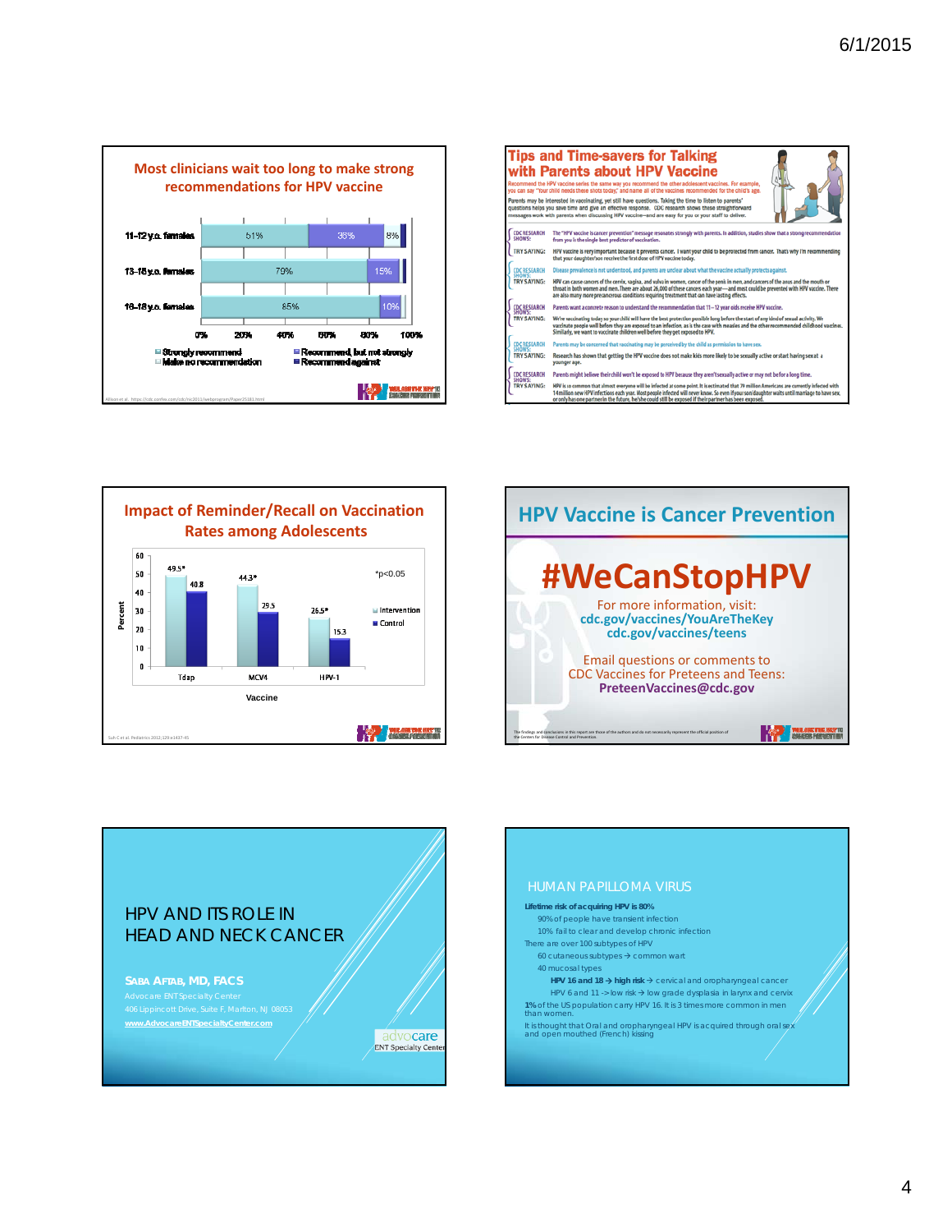## Most clinicians wait too long to make strong recommendations for HPV vaccine

| | Strongly recommend | Recommend, but not strongly | Make no recommendation | Recommend against |
|---|---|---|---|---|
| 11–12 y.o. females | 51% | 38% | 8% | |
| 13–18 y.o. females | 79% | 15% | | |
| 19–18 y.o. females | 85% | 10% | | |

Allison et al. https://cdc.confex.com/cdc/nic2011/webprogram/Paper25181.html

## Tips and Time-savers for Talking with Parents about HPV Vaccine

Recommend the HPV vaccine series the same way you recommend the other adolescent vaccines. For example, you can say "Your child needs these shots today," and name all of the vaccines recommended for the child's age.

Parents may be interested in vaccinating, yet still have questions. Taking the time to listen to parents' questions helps you save time and give an effective response. CDC research shows these straightforward messages work with parents when discussing HPV vaccine—and are easy for you or your staff to deliver.

**CDC RESEARCH SHOWS:** The "HPV vaccine is cancer prevention" message resonates strongly with parents. In addition, studies show that a strong recommendation from you is the single best predictor of vaccination.
**TRY SAYING:** HPV vaccine is very important because it prevents cancer. I want your child to be protected from cancer. That's why I'm recommending that your daughter/son receive the first dose of HPV vaccine today.

**CDC RESEARCH SHOWS:** Disease prevalence is not understood, and parents are unclear about what the vaccine actually protects against.
**TRY SAYING:** HPV can cause cancers of the cervix, vagina, and vulva in women, cancer of the penis in men, and cancers of the anus and the mouth or throat in both women and men. There are about 26,000 of these cancers each year—and most could be prevented with HPV vaccine. There are also many more precancerous conditions requiring treatment that can have lasting effects.

**CDC RESEARCH SHOWS:** Parents want a concrete reason to understand the recommendation that 11–12 year olds receive HPV vaccine.
**TRY SAYING:** We're vaccinating today so your child will have the best protection possible long before the start of any kind of sexual activity. We vaccinate people well before they are exposed to an infection, as is the case with measles and the other recommended childhood vaccines. Similarly, we want to vaccinate children well before they get exposed to HPV.

**CDC RESEARCH SHOWS:** Parents may be concerned that vaccinating may be perceived by the child as permission to have sex.
**TRY SAYING:** Research has shown that getting the HPV vaccine does not make kids more likely to be sexually active or start having sex at a younger age.

**CDC RESEARCH SHOWS:** Parents might believe their child won't be exposed to HPV because they aren't sexually active or may not be for a long time.
**TRY SAYING:** HPV is so common that almost everyone will be infected at some point. It is estimated that 79 million Americans are currently infected with 14 million new HPV infections each year. Most people infected will never know. So even if your son/daughter waits until marriage to have sex, or only has one partner in the future, he/she could still be exposed if their partner has been exposed.

## Impact of Reminder/Recall on Vaccination Rates among Adolescents

| Vaccine | Intervention (%) | Control (%) |
|---|---|---|
| Tdap | 49.5* | 40.8 |
| MCV4 | 44.3* | 29.5 |
| HPV-1 | 26.5* | 15.3 |

*$p<0.05$

Suh C et al. Pediatrics 2012;129:e1437-45

## HPV Vaccine is Cancer Prevention

# #WeCanStopHPV

For more information, visit:
cdc.gov/vaccines/YouAreTheKey
cdc.gov/vaccines/teens

Email questions or comments to CDC Vaccines for Preteens and Teens:
**PreteenVaccines@cdc.gov**

The findings and conclusions in this report are those of the authors and do not necessarily represent the official position of the Centers for Disease Control and Prevention.

## HPV AND ITS ROLE IN HEAD AND NECK CANCER

**Saba Aftab, MD, FACS**
Advocare ENT Specialty Center
406 Lippincott Drive, Suite F, Marlton, NJ 08053
www.AdvocareENTSpecialtyCenter.com

## HUMAN PAPILLOMA VIRUS

- **Lifetime risk of acquiring HPV is 80%**
  - 90% of people have transient infection
  - 10% fail to clear and develop chronic infection
- There are over 100 subtypes of HPV
  - 60 cutaneous subtypes → common wart
  - 40 mucosal types
    - **HPV 16 and 18 → high risk** → cervical and oropharyngeal cancer
    - HPV 6 and 11 -> low risk → low grade dysplasia in larynx and cervix
- **1%** of the US population carry HPV 16. It is 3 times more common in men than women.
- It is thought that Oral and oropharyngeal HPV is acquired through oral sex and open mouthed (French) kissing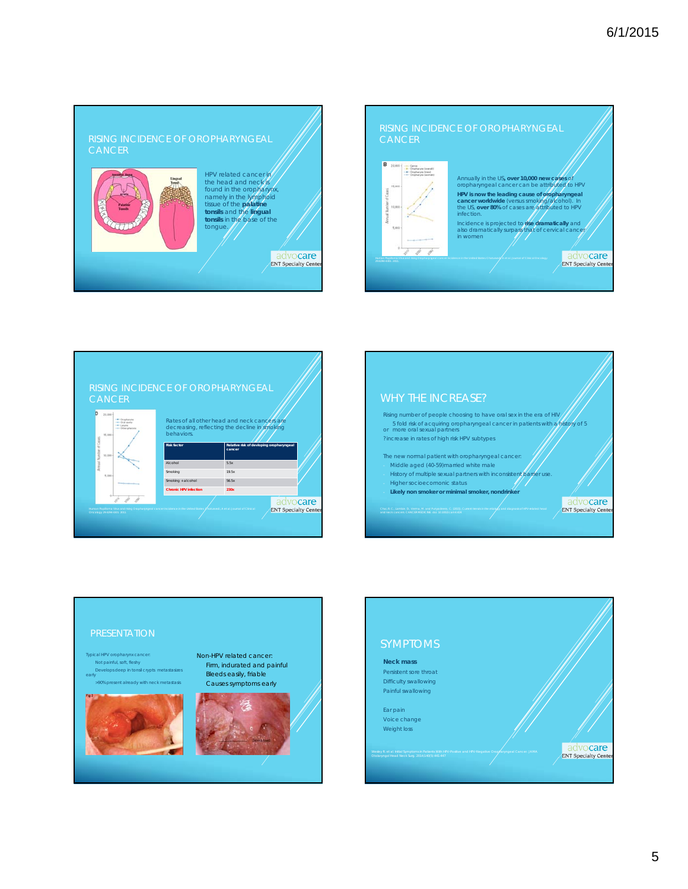## RISING INCIDENCE OF OROPHARYNGEAL CANCER

HPV related cancer in the head and neck is found in the oropharynx, namely in the lymphoid tissue of the **palatine tonsils** and the **lingual tonsils** in the base of the tongue.

## RISING INCIDENCE OF OROPHARYNGEAL CANCER

Annually in the US, **over 10,000 new cases** of oropharyngeal cancer can be attributed to HPV

**HPV is now the leading cause of oropharyngeal cancer worldwide** (versus smoking/alcohol). In the US, **over 80%** of cases are attributed to HPV infection.

Incidence is projected to **rise dramatically** and also dramatically surpass that of cervical cancer in women

## RISING INCIDENCE OF OROPHARYNGEAL CANCER

Rates of all other head and neck cancers are decreasing, reflecting the decline in smoking behaviors.

| Risk factor | Relative risk of devloping oropharyngeal cancer |
|---|---|
| Alcohol | 5.5x |
| Smoking | 19.5x |
| Smoking + alcohol | 56.5x |
| Chronic HPV infection | 230x |

## WHY THE INCREASE?

Rising number of people choosing to have oral sex in the era of HIV

5 fold risk of acquiring oropharyngeal cancer in patients with a history of 5 or more oral sexual partners

?increase in rates of high risk HPV subtypes

The new normal patient with oropharyngeal cancer:

- Middle aged (40-59)married white male
- History of multiple sexual partners with inconsistent barrier use.
- Higher socioeconomic status
- **Likely non smoker or minimal smoker, nondrinker**

## PRESENTATION

Typical HPV oropharynx cancer:

- Not painful, soft, fleshy
- Develops deep in tonsil crypts metastasizes early
- >90% present already with neck metastasis

Non-HPV related cancer:

- Firm, indurated and painful
- Bleeds easily, friable
- Causes symptoms early

## SYMPTOMS

**Neck mass**

Persistent sore throat

Difficulty swallowing

Painful swallowing

Ear pain

Voice change

Weight loss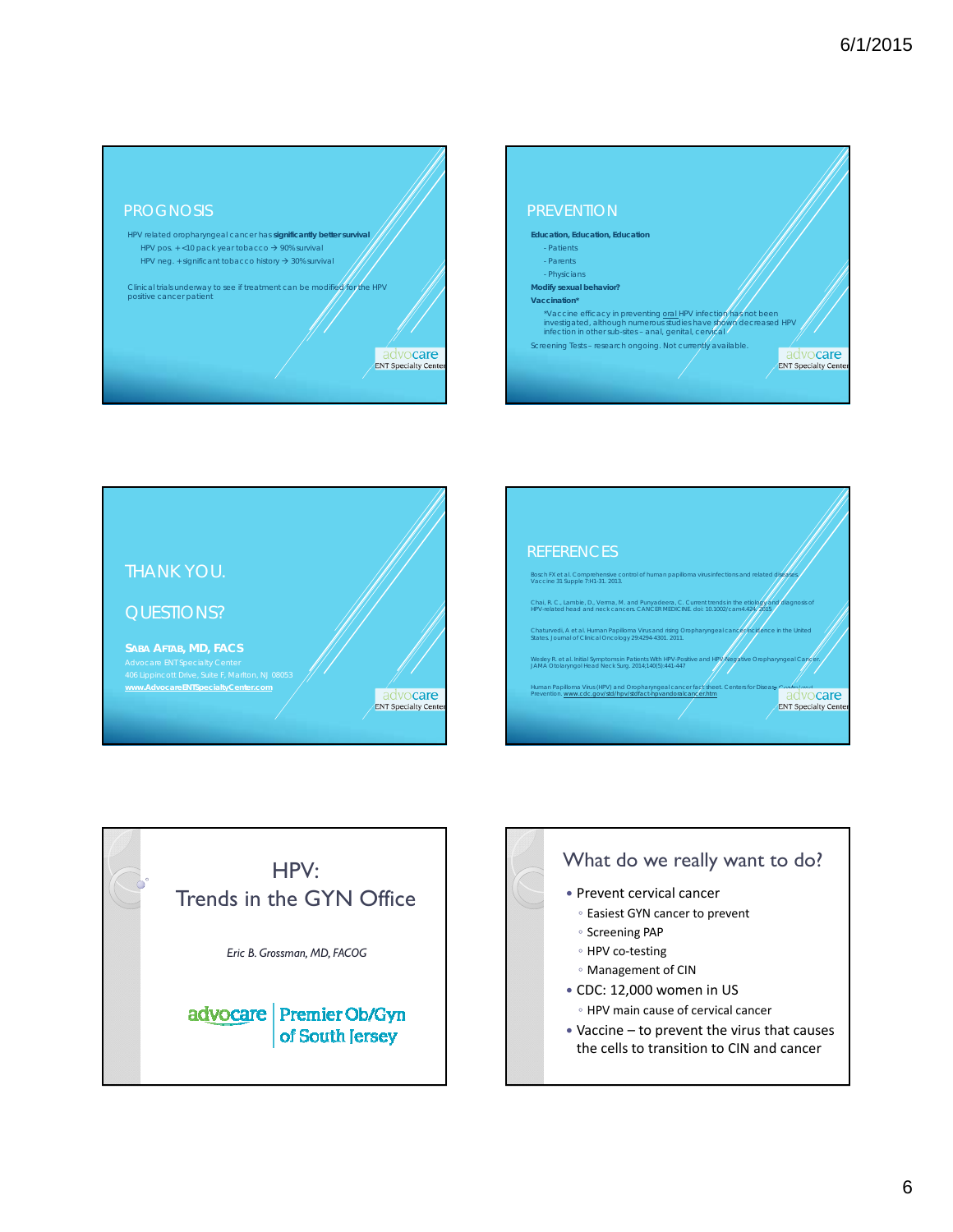## PROGNOSIS

HPV related oropharyngeal cancer has **significantly better survival**

- HPV pos. + <10 pack year tobacco → 90% survival
- HPV neg. + significant tobacco history → 30% survival

Clinical trials underway to see if treatment can be modified for the HPV positive cancer patient

advocare ENT Specialty Center

## PREVENTION

**Education, Education, Education**

- Patients
- Parents
- Physicians

**Modify sexual behavior?**

**Vaccination***

*Vaccine efficacy in preventing oral HPV infection has not been investigated, although numerous studies have shown decreased HPV infection in other sub-sites – anal, genital, cervical

Screening Tests – research ongoing. Not currently available.

advocare ENT Specialty Center

## THANK YOU.

## QUESTIONS?

**SABA AFTAB, MD, FACS**
Advocare ENT Specialty Center
406 Lippincott Drive, Suite F, Marlton, NJ 08053
www.AdvocareENTSpecialtyCenter.com

advocare ENT Specialty Center

## REFERENCES

Bosch FX et al. Comprehensive control of human papilloma virus infections and related diseases. Vaccine 31 Supple 7:H1-31. 2013.

Chai, R. C., Lambie, D., Verma, M. and Punyadeera, C. Current trends in the etiology and diagnosis of HPV-related head and neck cancers. CANCER MEDICINE. doi: 10.1002/cam4.424. 2015.

Chaturvedi, A et al. Human Papilloma Virus and rising Oropharyngeal cancer incidence in the United States. Journal of Clinical Oncology 29:4294-4301. 2011.

Wesley R. et al. Initial Symptoms in Patients With HPV-Positive and HPV-Negative Oropharyngeal Cancer. JAMA Otolaryngol Head Neck Surg. 2014;140(5):441-447

Human Papilloma Virus (HPV) and Oropharyngeal cancer fact sheet. Centers for Disease Control and Prevention. www.cdc.gov/std/hpv/stdfact-hpvandoralcancer.htm

advocare ENT Specialty Center

# HPV: Trends in the GYN Office

*Eric B. Grossman, MD, FACOG*

advocare | Premier Ob/Gyn of South Jersey

## What do we really want to do?

- Prevent cervical cancer
  - Easiest GYN cancer to prevent
  - Screening PAP
  - HPV co-testing
  - Management of CIN
- CDC: 12,000 women in US
  - HPV main cause of cervical cancer
- Vaccine – to prevent the virus that causes the cells to transition to CIN and cancer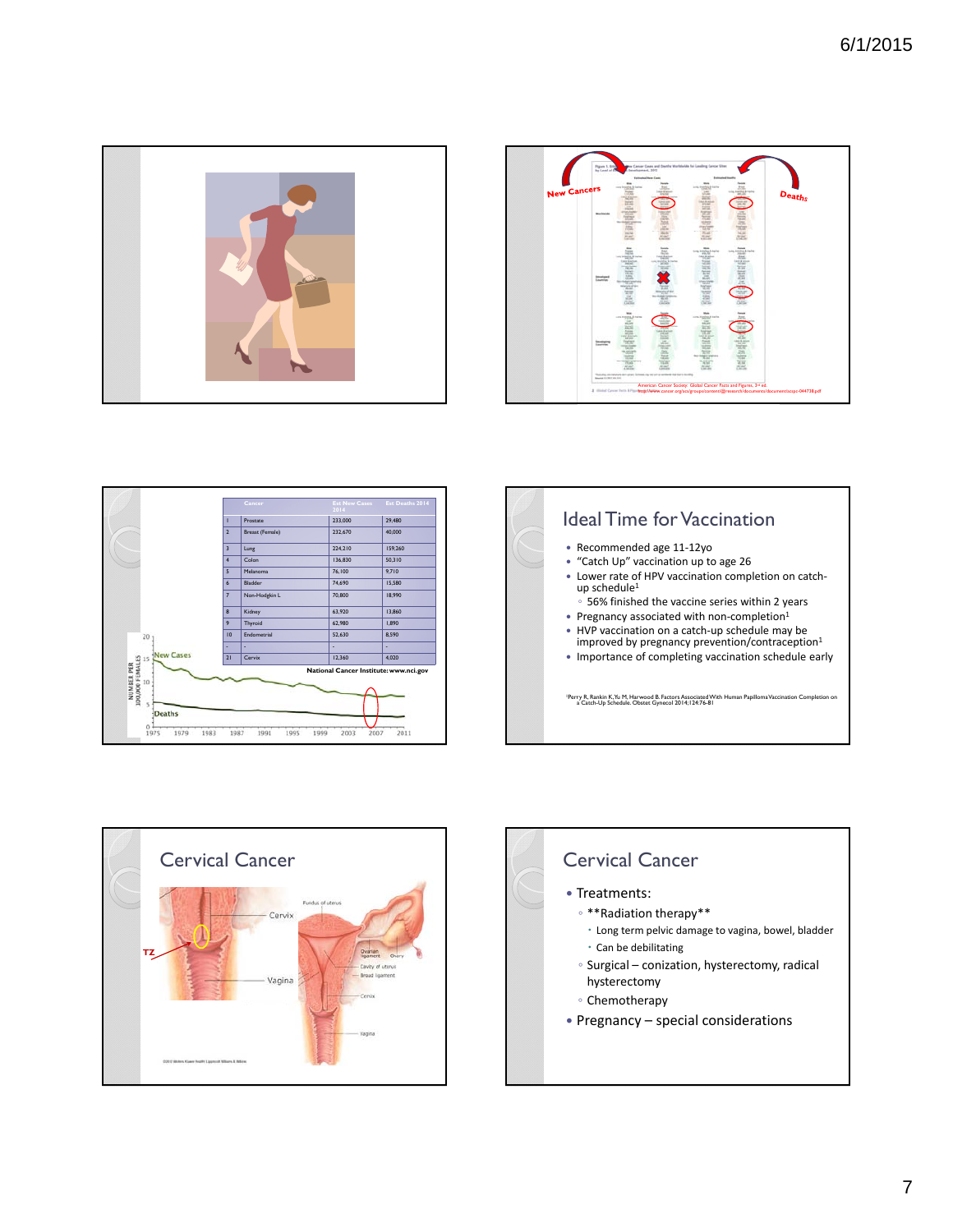| | Cancer | Est New Cases 2014 | Est Deaths 2014 |
|---|---|---|---|
| 1 | Prostate | 233,000 | 29,480 |
| 2 | Breast (Female) | 232,670 | 40,000 |
| 3 | Lung | 224,210 | 159,260 |
| 4 | Colon | 136,830 | 50,310 |
| 5 | Melanoma | 76,100 | 9,710 |
| 6 | Bladder | 74,690 | 15,580 |
| 7 | Non-Hodgkin L | 70,800 | 18,990 |
| 8 | Kidney | 63,920 | 13,860 |
| 9 | Thyroid | 62,980 | 1,890 |
| 10 | Endometrial | 52,630 | 8,590 |
| - | - | - | - |
| 21 | Cervix | 12,360 | 4,020 |

National Cancer Institute: www.nci.gov

## Ideal Time for Vaccination

- Recommended age 11-12yo
- "Catch Up" vaccination up to age 26
- Lower rate of HPV vaccination completion on catch-up schedule[1]
  - 56% finished the vaccine series within 2 years
- Pregnancy associated with non-completion[1]
- HVP vaccination on a catch-up schedule may be improved by pregnancy prevention/contraception[1]
- Importance of completing vaccination schedule early

[1]Perry R, Rankin K, Yu M, Harwood B. Factors Associated With Human Papillomavirus Vaccination Completion on a Catch-Up Schedule. Obstet Gynecol 2014;124:76-81

## Cervical Cancer

## Cervical Cancer

- Treatments:
  - **Radiation therapy**
    - Long term pelvic damage to vagina, bowel, bladder
    - Can be debilitating
  - Surgical – conization, hysterectomy, radical hysterectomy
  - Chemotherapy
- Pregnancy – special considerations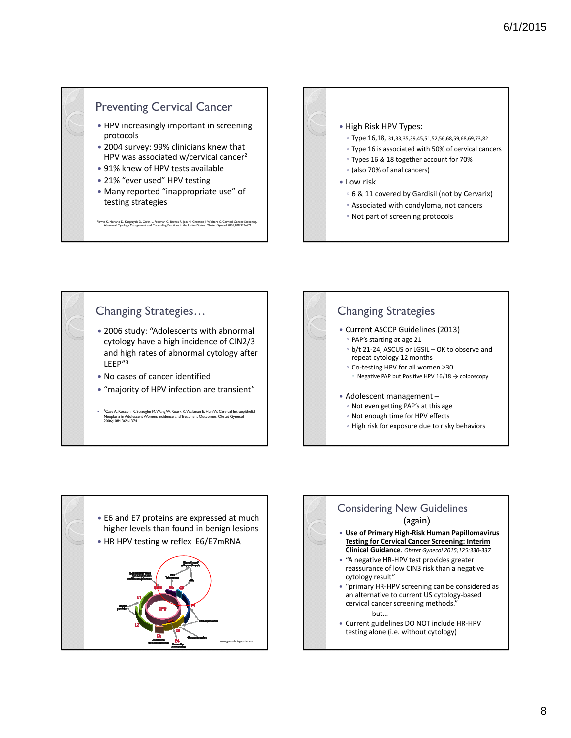## Preventing Cervical Cancer

- HPV increasingly important in screening protocols
- 2004 survey: 99% clinicians knew that HPV was associated w/cervical cancer[2]
- 91% knew of HPV tests available
- 21% "ever used" HPV testing
- Many reported "inappropriate use" of testing strategies

[2] Irwin K, Montano D, Kasprzyk D, Carlin L, Freeman C, Barnes R, Jain N, Christian J, Wolters C. Cervical Cancer Screening, Abnormal Cytology Management and Counseling Practices in the United States. Obstet Gynecol 2006;108:397-409

---

- High Risk HPV Types:
  - Type 16,18, 31,33,35,39,45,51,52,56,68,59,68,69,73,82
  - Type 16 is associated with 50% of cervical cancers
  - Types 16 & 18 together account for 70%
  - (also 70% of anal cancers)
- Low risk
  - 6 & 11 covered by Gardisil (not by Cervarix)
  - Associated with condyloma, not cancers
  - Not part of screening protocols

---

## Changing Strategies…

- 2006 study: "Adolescents with abnormal cytology have a high incidence of CIN2/3 and high rates of abnormal cytology after LEEP"[3]
- No cases of cancer identified
- "majority of HPV infection are transient"

- [3] Case A, Rocconi R, Straughn M, Wang W, Roark K, Waltman E, Huh W. Cervical Intraepithelial Neoplasia in Adolescent Women: Incidence and Treatment Outcomes. Obstet Gynecol 2006;108:1369-1374

---

## Changing Strategies

- Current ASCCP Guidelines (2013)
  - PAP's starting at age 21
  - b/t 21-24, ASCUS or LGSIL – OK to observe and repeat cytology 12 months
  - Co-testing HPV for all women ≥30
    - Negative PAP but Positive HPV 16/18 → colposcopy
- Adolescent management –
  - Not even getting PAP's at this age
  - Not enough time for HPV effects
  - High risk for exposure due to risky behaviors

---

- E6 and E7 proteins are expressed at much higher levels than found in benign lesions
- HR HPV testing w reflex E6/E7mRNA

www.genpathdiagnostics.com

---

## Considering New Guidelines (again)

- **Use of Primary High-Risk Human Papillomavirus Testing for Cervical Cancer Screening: Interim Clinical Guidance**. *Obstet Gynecol 2015;125:330-337*
- "A negative HR-HPV test provides greater reassurance of low CIN3 risk than a negative cytology result"
- "primary HR-HPV screening can be considered as an alternative to current US cytology-based cervical cancer screening methods."

  but…
- Current guidelines DO NOT include HR-HPV testing alone (i.e. without cytology)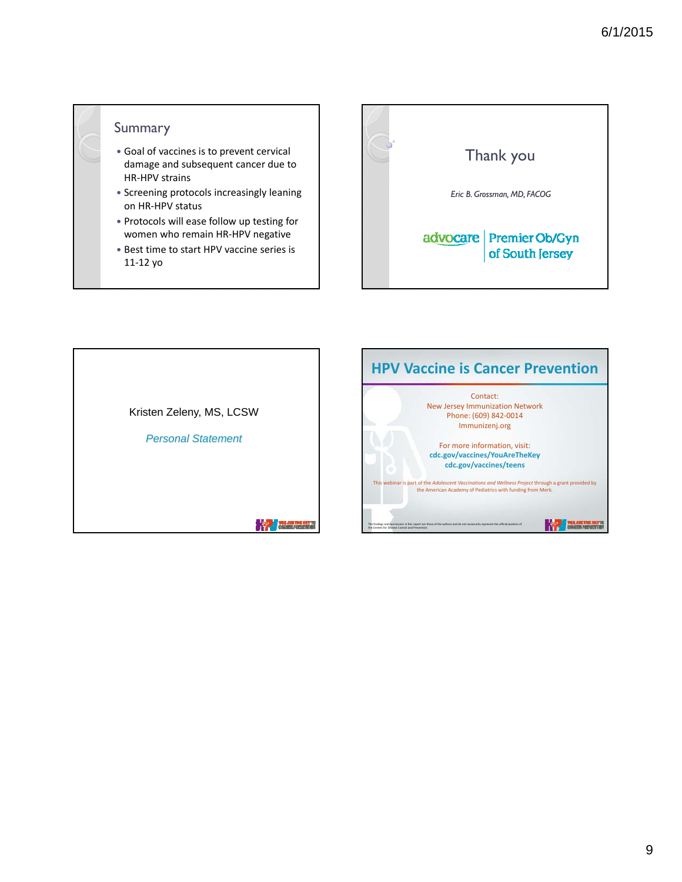## Summary

- Goal of vaccines is to prevent cervical damage and subsequent cancer due to HR-HPV strains
- Screening protocols increasingly leaning on HR-HPV status
- Protocols will ease follow up testing for women who remain HR-HPV negative
- Best time to start HPV vaccine series is 11-12 yo

## Thank you

*Eric B. Grossman, MD, FACOG*

advocare | Premier Ob/Gyn of South Jersey

Kristen Zeleny, MS, LCSW

*Personal Statement*

## HPV Vaccine is Cancer Prevention

Contact:
New Jersey Immunization Network
Phone: (609) 842-0014
Immunizenj.org

For more information, visit:
**cdc.gov/vaccines/YouAreTheKey**
**cdc.gov/vaccines/teens**

This webinar is part of the *Adolescent Vaccinations and Wellness Project* through a grant provided by the American Academy of Pediatrics with funding from Merk.

The findings and conclusions in this report are those of the authors and do not necessarily represent the official position of the Centers for Disease Control and Prevention.